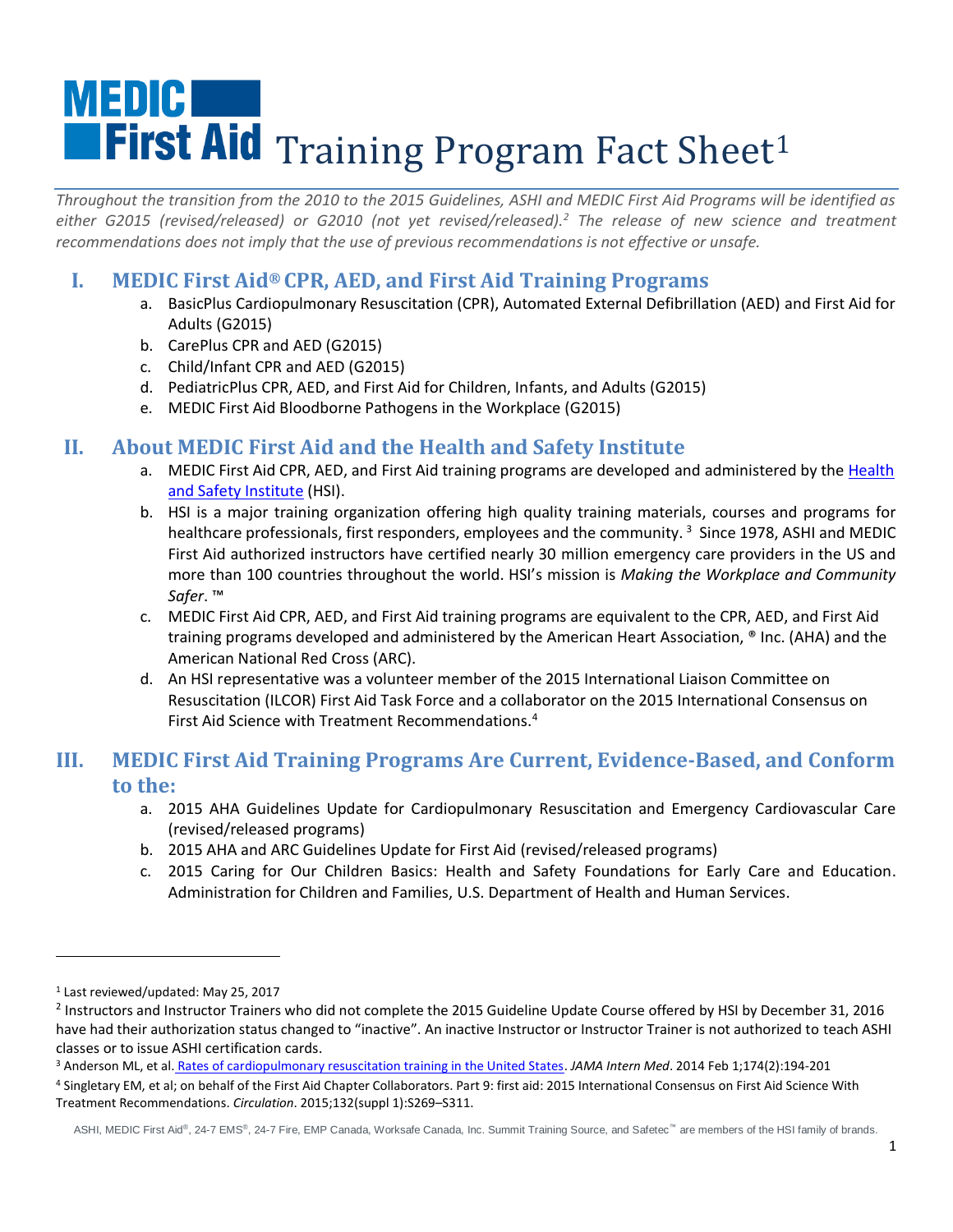# MEDIC First Aid Training Program Fact Sheet[1]

*Throughout the transition from the 2010 to the 2015 Guidelines, ASHI and MEDIC First Aid Programs will be identified as either G2015 (revised/released) or G2010 (not yet revised/released).[2] The release of new science and treatment recommendations does not imply that the use of previous recommendations is not effective or unsafe.*

## I. MEDIC First Aid® CPR, AED, and First Aid Training Programs

a. BasicPlus Cardiopulmonary Resuscitation (CPR), Automated External Defibrillation (AED) and First Aid for Adults (G2015)
b. CarePlus CPR and AED (G2015)
c. Child/Infant CPR and AED (G2015)
d. PediatricPlus CPR, AED, and First Aid for Children, Infants, and Adults (G2015)
e. MEDIC First Aid Bloodborne Pathogens in the Workplace (G2015)

## II. About MEDIC First Aid and the Health and Safety Institute

a. MEDIC First Aid CPR, AED, and First Aid training programs are developed and administered by the Health and Safety Institute (HSI).
b. HSI is a major training organization offering high quality training materials, courses and programs for healthcare professionals, first responders, employees and the community.[3] Since 1978, ASHI and MEDIC First Aid authorized instructors have certified nearly 30 million emergency care providers in the US and more than 100 countries throughout the world. HSI's mission is *Making the Workplace and Community Safer*. ™
c. MEDIC First Aid CPR, AED, and First Aid training programs are equivalent to the CPR, AED, and First Aid training programs developed and administered by the American Heart Association, ® Inc. (AHA) and the American National Red Cross (ARC).
d. An HSI representative was a volunteer member of the 2015 International Liaison Committee on Resuscitation (ILCOR) First Aid Task Force and a collaborator on the 2015 International Consensus on First Aid Science with Treatment Recommendations.[4]

## III. MEDIC First Aid Training Programs Are Current, Evidence-Based, and Conform to the:

a. 2015 AHA Guidelines Update for Cardiopulmonary Resuscitation and Emergency Cardiovascular Care (revised/released programs)
b. 2015 AHA and ARC Guidelines Update for First Aid (revised/released programs)
c. 2015 Caring for Our Children Basics: Health and Safety Foundations for Early Care and Education. Administration for Children and Families, U.S. Department of Health and Human Services.

---

[1] Last reviewed/updated: May 25, 2017

[2] Instructors and Instructor Trainers who did not complete the 2015 Guideline Update Course offered by HSI by December 31, 2016 have had their authorization status changed to "inactive". An inactive Instructor or Instructor Trainer is not authorized to teach ASHI classes or to issue ASHI certification cards.

[3] Anderson ML, et al. Rates of cardiopulmonary resuscitation training in the United States. *JAMA Intern Med*. 2014 Feb 1;174(2):194-201

[4] Singletary EM, et al; on behalf of the First Aid Chapter Collaborators. Part 9: first aid: 2015 International Consensus on First Aid Science With Treatment Recommendations. *Circulation*. 2015;132(suppl 1):S269–S311.

ASHI, MEDIC First Aid®, 24-7 EMS®, 24-7 Fire, EMP Canada, Worksafe Canada, Inc. Summit Training Source, and Safetec™ are members of the HSI family of brands.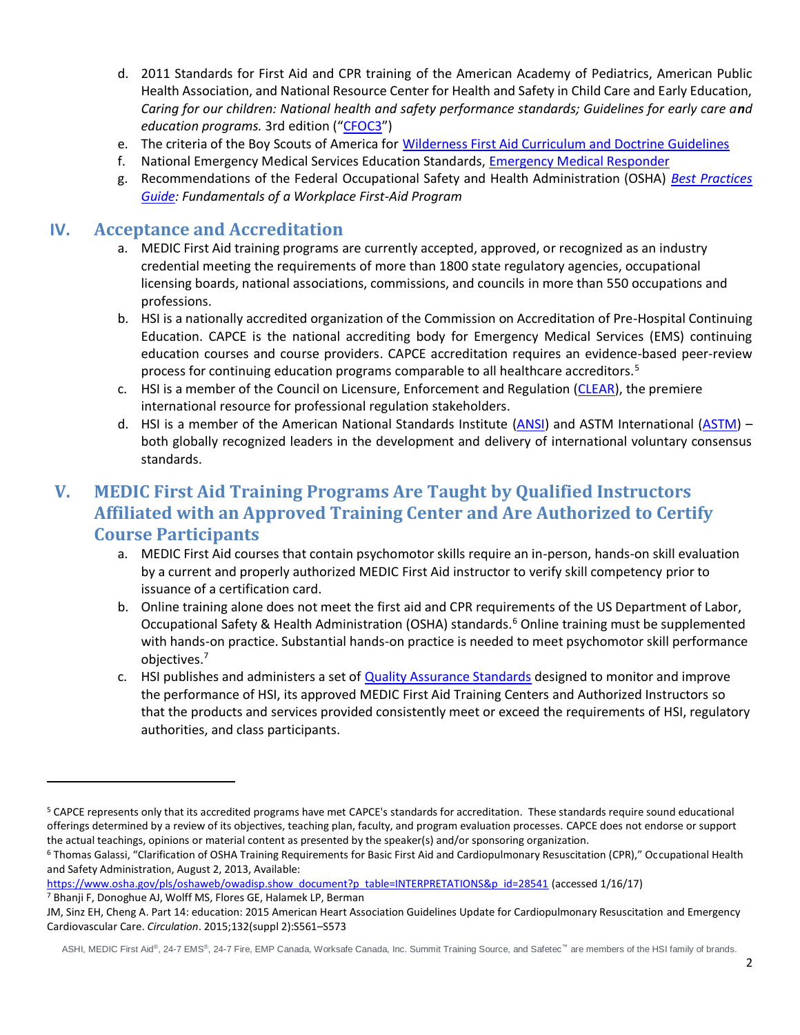d. 2011 Standards for First Aid and CPR training of the American Academy of Pediatrics, American Public Health Association, and National Resource Center for Health and Safety in Child Care and Early Education, *Caring for our children: National health and safety performance standards; Guidelines for early care and education programs.* 3rd edition ("CFOC3")
e. The criteria of the Boy Scouts of America for Wilderness First Aid Curriculum and Doctrine Guidelines
f. National Emergency Medical Services Education Standards, Emergency Medical Responder
g. Recommendations of the Federal Occupational Safety and Health Administration (OSHA) *Best Practices Guide: Fundamentals of a Workplace First-Aid Program*

## IV. Acceptance and Accreditation

a. MEDIC First Aid training programs are currently accepted, approved, or recognized as an industry credential meeting the requirements of more than 1800 state regulatory agencies, occupational licensing boards, national associations, commissions, and councils in more than 550 occupations and professions.
b. HSI is a nationally accredited organization of the Commission on Accreditation of Pre-Hospital Continuing Education. CAPCE is the national accrediting body for Emergency Medical Services (EMS) continuing education courses and course providers. CAPCE accreditation requires an evidence-based peer-review process for continuing education programs comparable to all healthcare accreditors.[5]
c. HSI is a member of the Council on Licensure, Enforcement and Regulation (CLEAR), the premiere international resource for professional regulation stakeholders.
d. HSI is a member of the American National Standards Institute (ANSI) and ASTM International (ASTM) – both globally recognized leaders in the development and delivery of international voluntary consensus standards.

## V. MEDIC First Aid Training Programs Are Taught by Qualified Instructors Affiliated with an Approved Training Center and Are Authorized to Certify Course Participants

a. MEDIC First Aid courses that contain psychomotor skills require an in-person, hands-on skill evaluation by a current and properly authorized MEDIC First Aid instructor to verify skill competency prior to issuance of a certification card.
b. Online training alone does not meet the first aid and CPR requirements of the US Department of Labor, Occupational Safety & Health Administration (OSHA) standards.[6] Online training must be supplemented with hands-on practice. Substantial hands-on practice is needed to meet psychomotor skill performance objectives.[7]
c. HSI publishes and administers a set of Quality Assurance Standards designed to monitor and improve the performance of HSI, its approved MEDIC First Aid Training Centers and Authorized Instructors so that the products and services provided consistently meet or exceed the requirements of HSI, regulatory authorities, and class participants.

---

[5] CAPCE represents only that its accredited programs have met CAPCE's standards for accreditation. These standards require sound educational offerings determined by a review of its objectives, teaching plan, faculty, and program evaluation processes. CAPCE does not endorse or support the actual teachings, opinions or material content as presented by the speaker(s) and/or sponsoring organization.

[6] Thomas Galassi, "Clarification of OSHA Training Requirements for Basic First Aid and Cardiopulmonary Resuscitation (CPR)," Occupational Health and Safety Administration, August 2, 2013, Available: https://www.osha.gov/pls/oshaweb/owadisp.show_document?p_table=INTERPRETATIONS&p_id=28541 (accessed 1/16/17)

[7] Bhanji F, Donoghue AJ, Wolff MS, Flores GE, Halamek LP, Berman JM, Sinz EH, Cheng A. Part 14: education: 2015 American Heart Association Guidelines Update for Cardiopulmonary Resuscitation and Emergency Cardiovascular Care. *Circulation*. 2015;132(suppl 2):S561–S573

ASHI, MEDIC First Aid®, 24-7 EMS®, 24-7 Fire, EMP Canada, Worksafe Canada, Inc. Summit Training Source, and Safetec™ are members of the HSI family of brands.